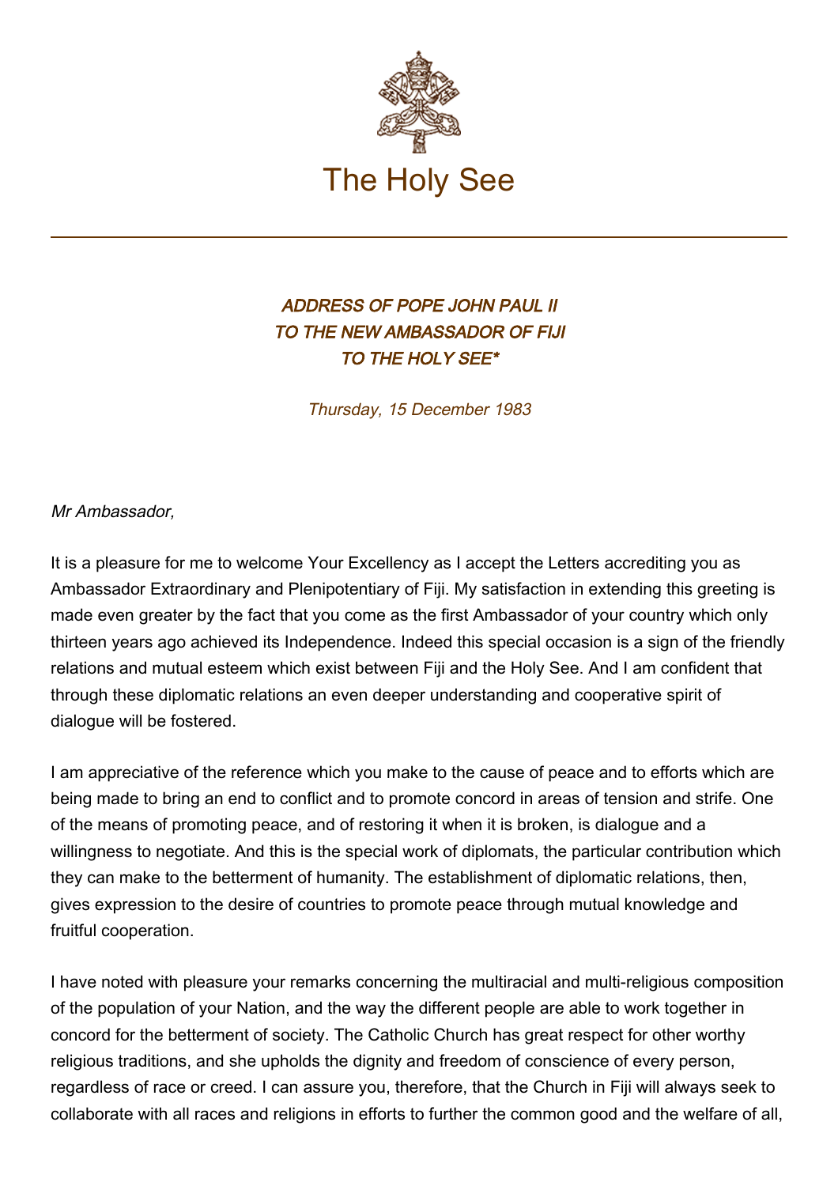The Holy See

# *ADDRESS OF POPE JOHN PAUL II TO THE NEW AMBASSADOR OF FIJI TO THE HOLY SEE**

*Thursday, 15 December 1983*

*Mr Ambassador,*

It is a pleasure for me to welcome Your Excellency as I accept the Letters accrediting you as Ambassador Extraordinary and Plenipotentiary of Fiji. My satisfaction in extending this greeting is made even greater by the fact that you come as the first Ambassador of your country which only thirteen years ago achieved its Independence. Indeed this special occasion is a sign of the friendly relations and mutual esteem which exist between Fiji and the Holy See. And I am confident that through these diplomatic relations an even deeper understanding and cooperative spirit of dialogue will be fostered.

I am appreciative of the reference which you make to the cause of peace and to efforts which are being made to bring an end to conflict and to promote concord in areas of tension and strife. One of the means of promoting peace, and of restoring it when it is broken, is dialogue and a willingness to negotiate. And this is the special work of diplomats, the particular contribution which they can make to the betterment of humanity. The establishment of diplomatic relations, then, gives expression to the desire of countries to promote peace through mutual knowledge and fruitful cooperation.

I have noted with pleasure your remarks concerning the multiracial and multi-religious composition of the population of your Nation, and the way the different people are able to work together in concord for the betterment of society. The Catholic Church has great respect for other worthy religious traditions, and she upholds the dignity and freedom of conscience of every person, regardless of race or creed. I can assure you, therefore, that the Church in Fiji will always seek to collaborate with all races and religions in efforts to further the common good and the welfare of all,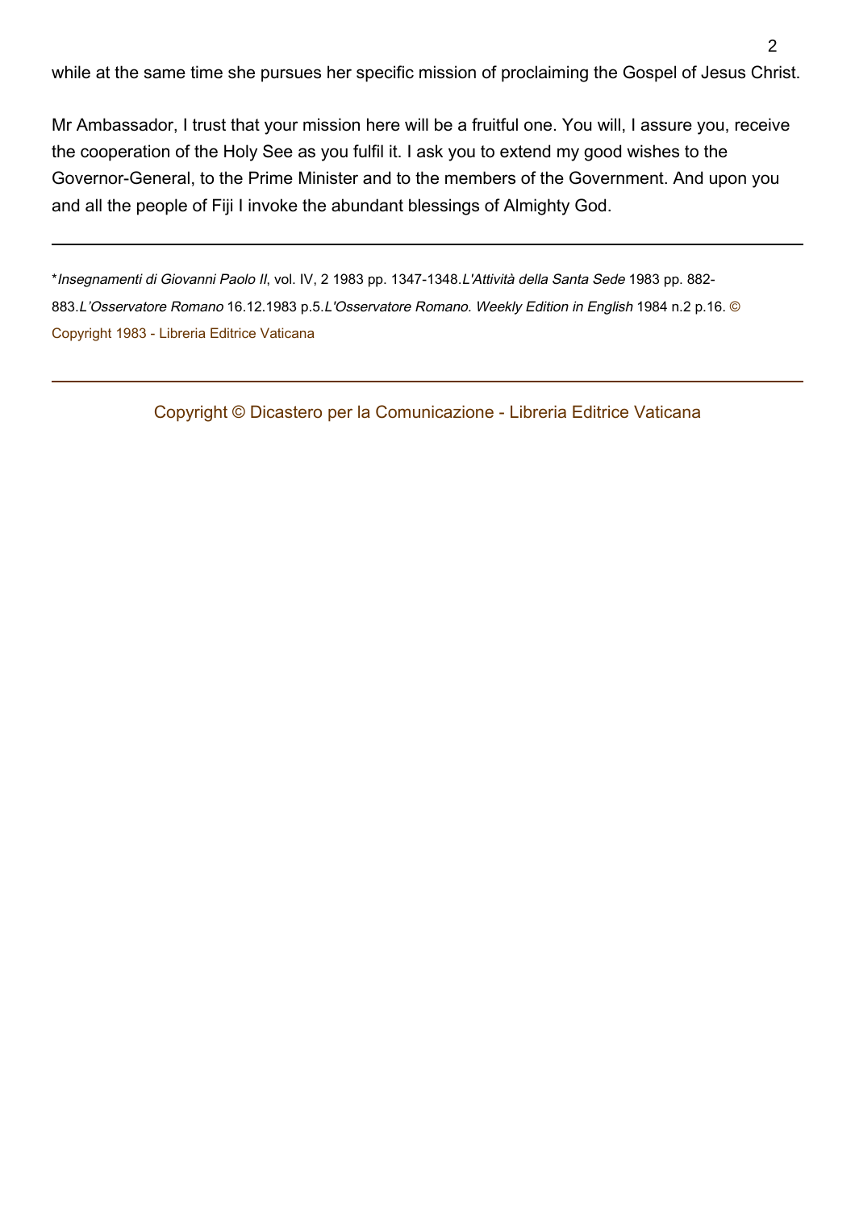while at the same time she pursues her specific mission of proclaiming the Gospel of Jesus Christ.

Mr Ambassador, I trust that your mission here will be a fruitful one. You will, I assure you, receive the cooperation of the Holy See as you fulfil it. I ask you to extend my good wishes to the Governor-General, to the Prime Minister and to the members of the Government. And upon you and all the people of Fiji I invoke the abundant blessings of Almighty God.

---

**Insegnamenti di Giovanni Paolo II*, vol. IV, 2 1983 pp. 1347-1348.*L'Attività della Santa Sede* 1983 pp. 882-883.*L'Osservatore Romano* 16.12.1983 p.5.*L'Osservatore Romano. Weekly Edition in English* 1984 n.2 p.16. © Copyright 1983 - Libreria Editrice Vaticana

---

Copyright © Dicastero per la Comunicazione - Libreria Editrice Vaticana